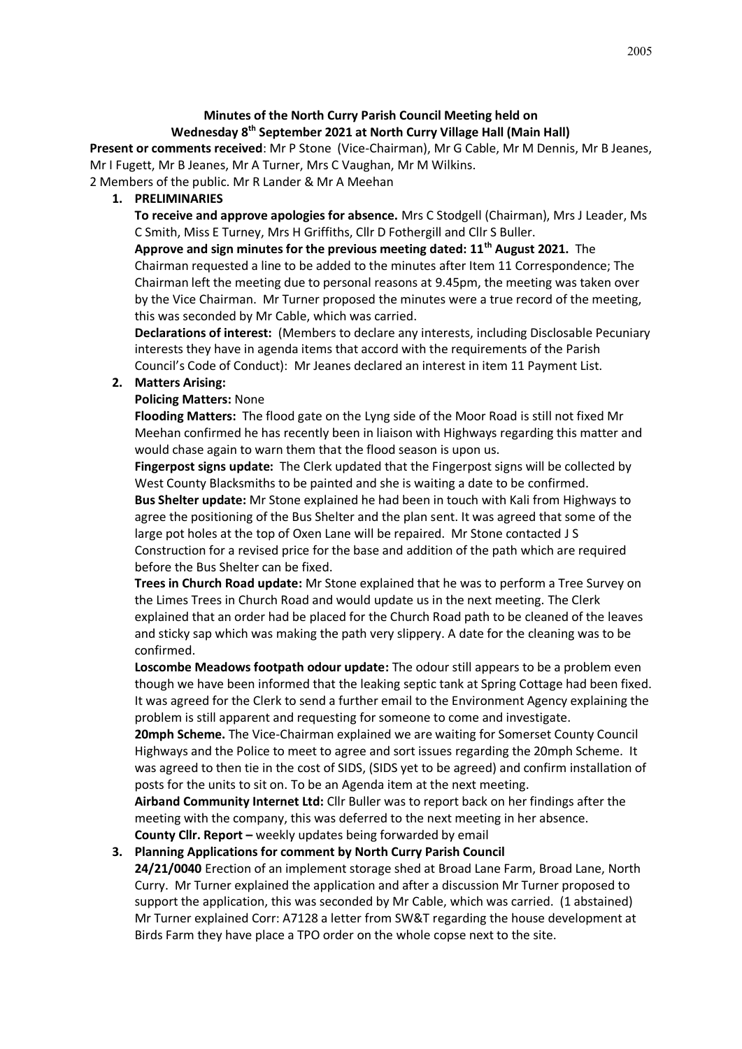## Minutes of the North Curry Parish Council Meeting held on Wednesday 8th September 2021 at North Curry Village Hall (Main Hall)

**Present or comments received**: Mr P Stone (Vice-Chairman), Mr G Cable, Mr M Dennis, Mr B Jeanes, Mr I Fugett, Mr B Jeanes, Mr A Turner, Mrs C Vaughan, Mr M Wilkins.
2 Members of the public. Mr R Lander & Mr A Meehan

1. **PRELIMINARIES**

   **To receive and approve apologies for absence.** Mrs C Stodgell (Chairman), Mrs J Leader, Ms C Smith, Miss E Turney, Mrs H Griffiths, Cllr D Fothergill and Cllr S Buller.

   **Approve and sign minutes for the previous meeting dated: 11th August 2021.** The Chairman requested a line to be added to the minutes after Item 11 Correspondence; The Chairman left the meeting due to personal reasons at 9.45pm, the meeting was taken over by the Vice Chairman. Mr Turner proposed the minutes were a true record of the meeting, this was seconded by Mr Cable, which was carried.

   **Declarations of interest:** (Members to declare any interests, including Disclosable Pecuniary interests they have in agenda items that accord with the requirements of the Parish Council's Code of Conduct): Mr Jeanes declared an interest in item 11 Payment List.

2. **Matters Arising:**

   **Policing Matters:** None

   **Flooding Matters:** The flood gate on the Lyng side of the Moor Road is still not fixed Mr Meehan confirmed he has recently been in liaison with Highways regarding this matter and would chase again to warn them that the flood season is upon us.

   **Fingerpost signs update:** The Clerk updated that the Fingerpost signs will be collected by West County Blacksmiths to be painted and she is waiting a date to be confirmed.

   **Bus Shelter update:** Mr Stone explained he had been in touch with Kali from Highways to agree the positioning of the Bus Shelter and the plan sent. It was agreed that some of the large pot holes at the top of Oxen Lane will be repaired. Mr Stone contacted J S Construction for a revised price for the base and addition of the path which are required before the Bus Shelter can be fixed.

   **Trees in Church Road update:** Mr Stone explained that he was to perform a Tree Survey on the Limes Trees in Church Road and would update us in the next meeting. The Clerk explained that an order had be placed for the Church Road path to be cleaned of the leaves and sticky sap which was making the path very slippery. A date for the cleaning was to be confirmed.

   **Loscombe Meadows footpath odour update:** The odour still appears to be a problem even though we have been informed that the leaking septic tank at Spring Cottage had been fixed. It was agreed for the Clerk to send a further email to the Environment Agency explaining the problem is still apparent and requesting for someone to come and investigate.

   **20mph Scheme.** The Vice-Chairman explained we are waiting for Somerset County Council Highways and the Police to meet to agree and sort issues regarding the 20mph Scheme. It was agreed to then tie in the cost of SIDS, (SIDS yet to be agreed) and confirm installation of posts for the units to sit on. To be an Agenda item at the next meeting.

   **Airband Community Internet Ltd:** Cllr Buller was to report back on her findings after the meeting with the company, this was deferred to the next meeting in her absence.

   **County Cllr. Report –** weekly updates being forwarded by email

3. **Planning Applications for comment by North Curry Parish Council**

   **24/21/0040** Erection of an implement storage shed at Broad Lane Farm, Broad Lane, North Curry. Mr Turner explained the application and after a discussion Mr Turner proposed to support the application, this was seconded by Mr Cable, which was carried. (1 abstained)
   Mr Turner explained Corr: A7128 a letter from SW&T regarding the house development at Birds Farm they have place a TPO order on the whole copse next to the site.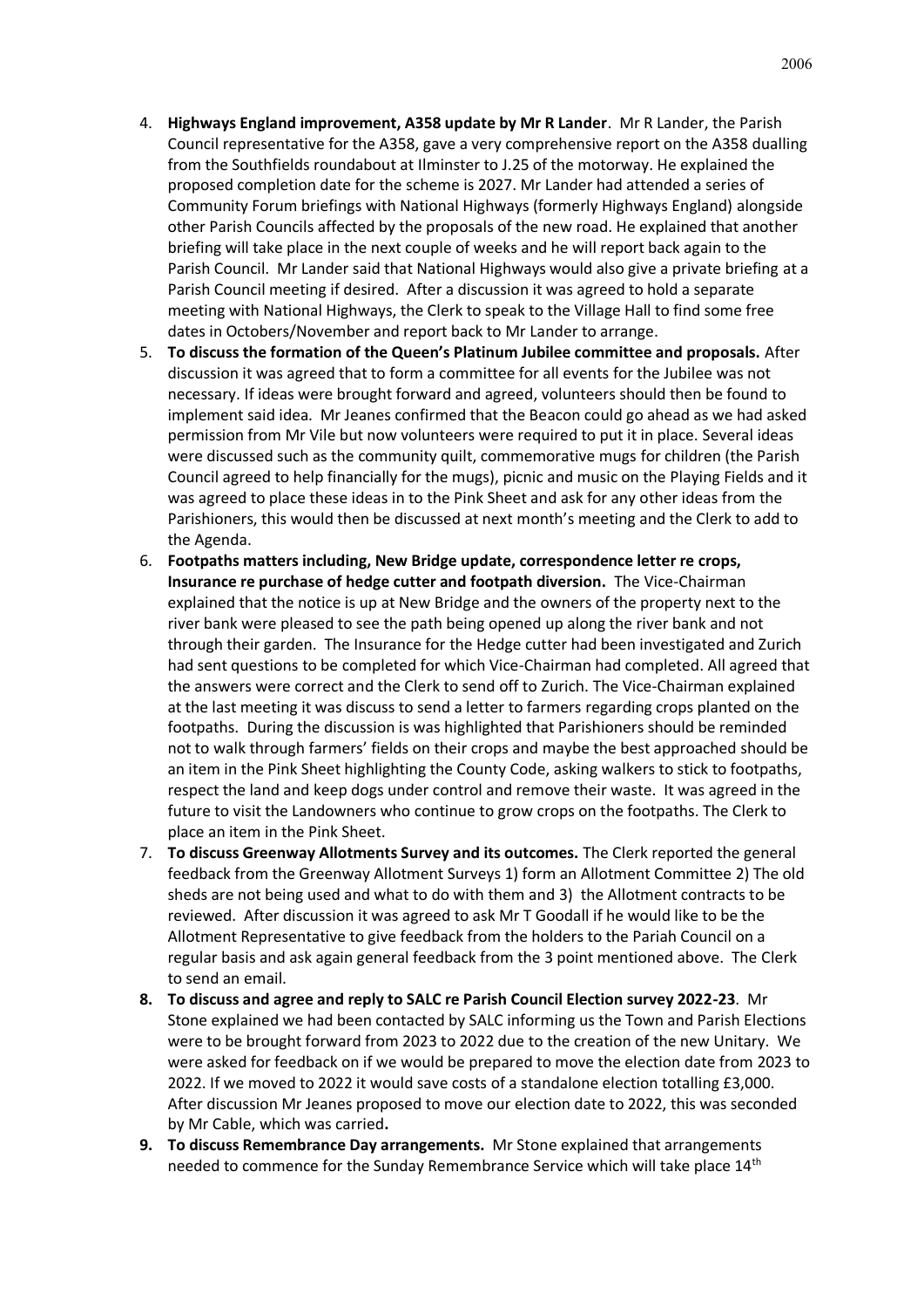4. **Highways England improvement, A358 update by Mr R Lander**. Mr R Lander, the Parish Council representative for the A358, gave a very comprehensive report on the A358 dualling from the Southfields roundabout at Ilminster to J.25 of the motorway. He explained the proposed completion date for the scheme is 2027. Mr Lander had attended a series of Community Forum briefings with National Highways (formerly Highways England) alongside other Parish Councils affected by the proposals of the new road. He explained that another briefing will take place in the next couple of weeks and he will report back again to the Parish Council. Mr Lander said that National Highways would also give a private briefing at a Parish Council meeting if desired. After a discussion it was agreed to hold a separate meeting with National Highways, the Clerk to speak to the Village Hall to find some free dates in Octobers/November and report back to Mr Lander to arrange.
5. **To discuss the formation of the Queen's Platinum Jubilee committee and proposals.** After discussion it was agreed that to form a committee for all events for the Jubilee was not necessary. If ideas were brought forward and agreed, volunteers should then be found to implement said idea. Mr Jeanes confirmed that the Beacon could go ahead as we had asked permission from Mr Vile but now volunteers were required to put it in place. Several ideas were discussed such as the community quilt, commemorative mugs for children (the Parish Council agreed to help financially for the mugs), picnic and music on the Playing Fields and it was agreed to place these ideas in to the Pink Sheet and ask for any other ideas from the Parishioners, this would then be discussed at next month's meeting and the Clerk to add to the Agenda.
6. **Footpaths matters including, New Bridge update, correspondence letter re crops, Insurance re purchase of hedge cutter and footpath diversion.** The Vice-Chairman explained that the notice is up at New Bridge and the owners of the property next to the river bank were pleased to see the path being opened up along the river bank and not through their garden. The Insurance for the Hedge cutter had been investigated and Zurich had sent questions to be completed for which Vice-Chairman had completed. All agreed that the answers were correct and the Clerk to send off to Zurich. The Vice-Chairman explained at the last meeting it was discuss to send a letter to farmers regarding crops planted on the footpaths. During the discussion is was highlighted that Parishioners should be reminded not to walk through farmers' fields on their crops and maybe the best approached should be an item in the Pink Sheet highlighting the County Code, asking walkers to stick to footpaths, respect the land and keep dogs under control and remove their waste. It was agreed in the future to visit the Landowners who continue to grow crops on the footpaths. The Clerk to place an item in the Pink Sheet.
7. **To discuss Greenway Allotments Survey and its outcomes.** The Clerk reported the general feedback from the Greenway Allotment Surveys 1) form an Allotment Committee 2) The old sheds are not being used and what to do with them and 3) the Allotment contracts to be reviewed. After discussion it was agreed to ask Mr T Goodall if he would like to be the Allotment Representative to give feedback from the holders to the Pariah Council on a regular basis and ask again general feedback from the 3 point mentioned above. The Clerk to send an email.
8. **To discuss and agree and reply to SALC re Parish Council Election survey 2022-23**. Mr Stone explained we had been contacted by SALC informing us the Town and Parish Elections were to be brought forward from 2023 to 2022 due to the creation of the new Unitary. We were asked for feedback on if we would be prepared to move the election date from 2023 to 2022. If we moved to 2022 it would save costs of a standalone election totalling £3,000. After discussion Mr Jeanes proposed to move our election date to 2022, this was seconded by Mr Cable, which was carried.
9. **To discuss Remembrance Day arrangements.** Mr Stone explained that arrangements needed to commence for the Sunday Remembrance Service which will take place 14th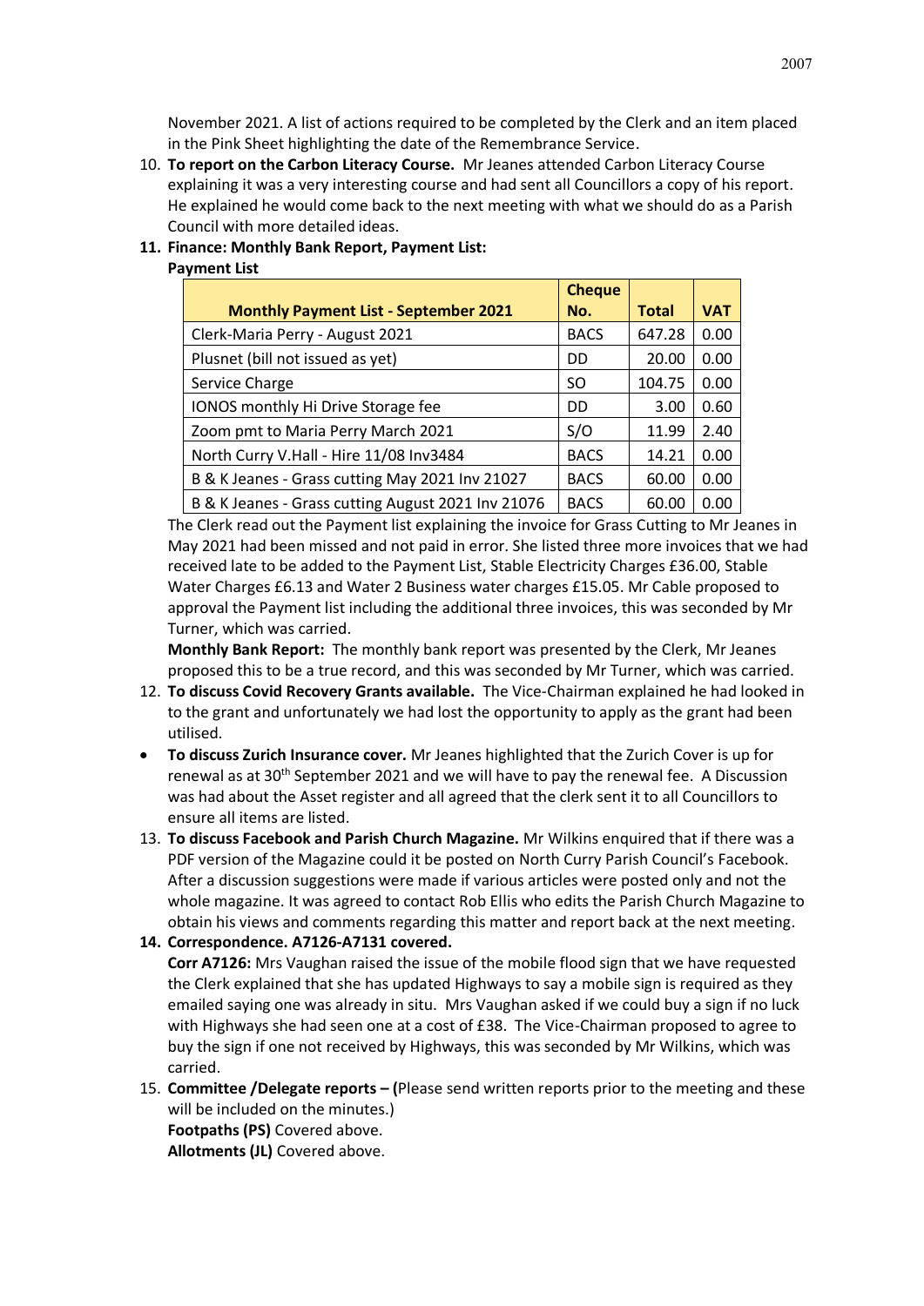November 2021. A list of actions required to be completed by the Clerk and an item placed in the Pink Sheet highlighting the date of the Remembrance Service.

10. **To report on the Carbon Literacy Course.** Mr Jeanes attended Carbon Literacy Course explaining it was a very interesting course and had sent all Councillors a copy of his report. He explained he would come back to the next meeting with what we should do as a Parish Council with more detailed ideas.
11. **Finance: Monthly Bank Report, Payment List:**

**Payment List**

| Monthly Payment List - September 2021 | Cheque No. | Total | VAT |
|---|---|---|---|
| Clerk-Maria Perry - August 2021 | BACS | 647.28 | 0.00 |
| Plusnet (bill not issued as yet) | DD | 20.00 | 0.00 |
| Service Charge | SO | 104.75 | 0.00 |
| IONOS monthly Hi Drive Storage fee | DD | 3.00 | 0.60 |
| Zoom pmt to Maria Perry March 2021 | S/O | 11.99 | 2.40 |
| North Curry V.Hall - Hire 11/08 Inv3484 | BACS | 14.21 | 0.00 |
| B & K Jeanes - Grass cutting May 2021 Inv 21027 | BACS | 60.00 | 0.00 |
| B & K Jeanes - Grass cutting August 2021 Inv 21076 | BACS | 60.00 | 0.00 |

The Clerk read out the Payment list explaining the invoice for Grass Cutting to Mr Jeanes in May 2021 had been missed and not paid in error. She listed three more invoices that we had received late to be added to the Payment List, Stable Electricity Charges £36.00, Stable Water Charges £6.13 and Water 2 Business water charges £15.05. Mr Cable proposed to approval the Payment list including the additional three invoices, this was seconded by Mr Turner, which was carried.

**Monthly Bank Report:** The monthly bank report was presented by the Clerk, Mr Jeanes proposed this to be a true record, and this was seconded by Mr Turner, which was carried.

12. **To discuss Covid Recovery Grants available.** The Vice-Chairman explained he had looked in to the grant and unfortunately we had lost the opportunity to apply as the grant had been utilised.

- **To discuss Zurich Insurance cover.** Mr Jeanes highlighted that the Zurich Cover is up for renewal as at 30th September 2021 and we will have to pay the renewal fee. A Discussion was had about the Asset register and all agreed that the clerk sent it to all Councillors to ensure all items are listed.

13. **To discuss Facebook and Parish Church Magazine.** Mr Wilkins enquired that if there was a PDF version of the Magazine could it be posted on North Curry Parish Council's Facebook. After a discussion suggestions were made if various articles were posted only and not the whole magazine. It was agreed to contact Rob Ellis who edits the Parish Church Magazine to obtain his views and comments regarding this matter and report back at the next meeting.
14. **Correspondence. A7126-A7131 covered.**

**Corr A7126:** Mrs Vaughan raised the issue of the mobile flood sign that we have requested the Clerk explained that she has updated Highways to say a mobile sign is required as they emailed saying one was already in situ. Mrs Vaughan asked if we could buy a sign if no luck with Highways she had seen one at a cost of £38. The Vice-Chairman proposed to agree to buy the sign if one not received by Highways, this was seconded by Mr Wilkins, which was carried.

15. **Committee /Delegate reports – (**Please send written reports prior to the meeting and these will be included on the minutes.)

**Footpaths (PS)** Covered above.
**Allotments (JL)** Covered above.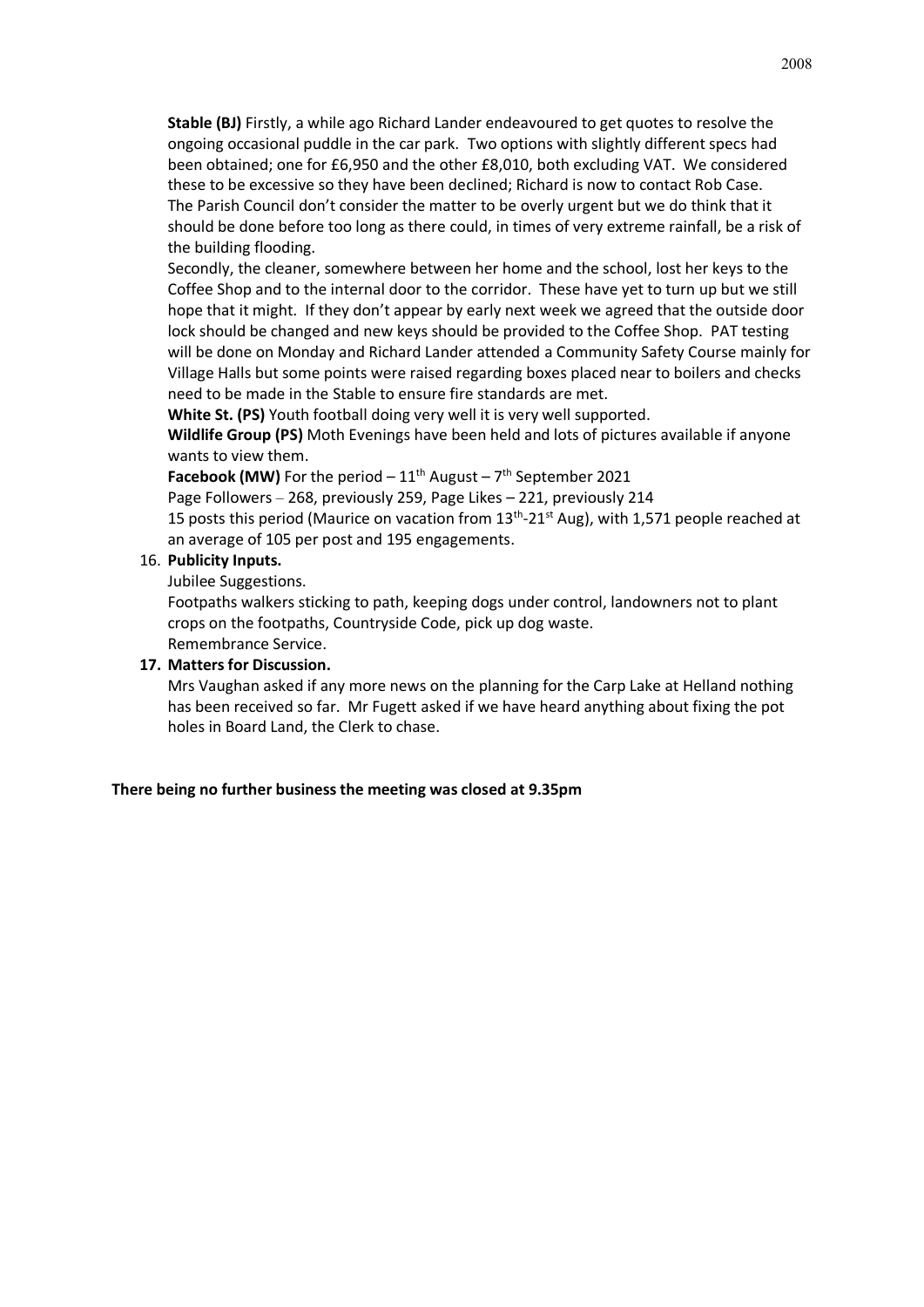**Stable (BJ)** Firstly, a while ago Richard Lander endeavoured to get quotes to resolve the ongoing occasional puddle in the car park. Two options with slightly different specs had been obtained; one for £6,950 and the other £8,010, both excluding VAT. We considered these to be excessive so they have been declined; Richard is now to contact Rob Case. The Parish Council don't consider the matter to be overly urgent but we do think that it should be done before too long as there could, in times of very extreme rainfall, be a risk of the building flooding.

Secondly, the cleaner, somewhere between her home and the school, lost her keys to the Coffee Shop and to the internal door to the corridor. These have yet to turn up but we still hope that it might. If they don't appear by early next week we agreed that the outside door lock should be changed and new keys should be provided to the Coffee Shop. PAT testing will be done on Monday and Richard Lander attended a Community Safety Course mainly for Village Halls but some points were raised regarding boxes placed near to boilers and checks need to be made in the Stable to ensure fire standards are met.

**White St. (PS)** Youth football doing very well it is very well supported.

**Wildlife Group (PS)** Moth Evenings have been held and lots of pictures available if anyone wants to view them.

**Facebook (MW)** For the period – 11th August – 7th September 2021

Page Followers – 268, previously 259, Page Likes – 221, previously 214

15 posts this period (Maurice on vacation from 13th-21st Aug), with 1,571 people reached at an average of 105 per post and 195 engagements.

16. **Publicity Inputs.**

    Jubilee Suggestions.

    Footpaths walkers sticking to path, keeping dogs under control, landowners not to plant crops on the footpaths, Countryside Code, pick up dog waste.

    Remembrance Service.

17. **Matters for Discussion.**

    Mrs Vaughan asked if any more news on the planning for the Carp Lake at Helland nothing has been received so far. Mr Fugett asked if we have heard anything about fixing the pot holes in Board Land, the Clerk to chase.

**There being no further business the meeting was closed at 9.35pm**